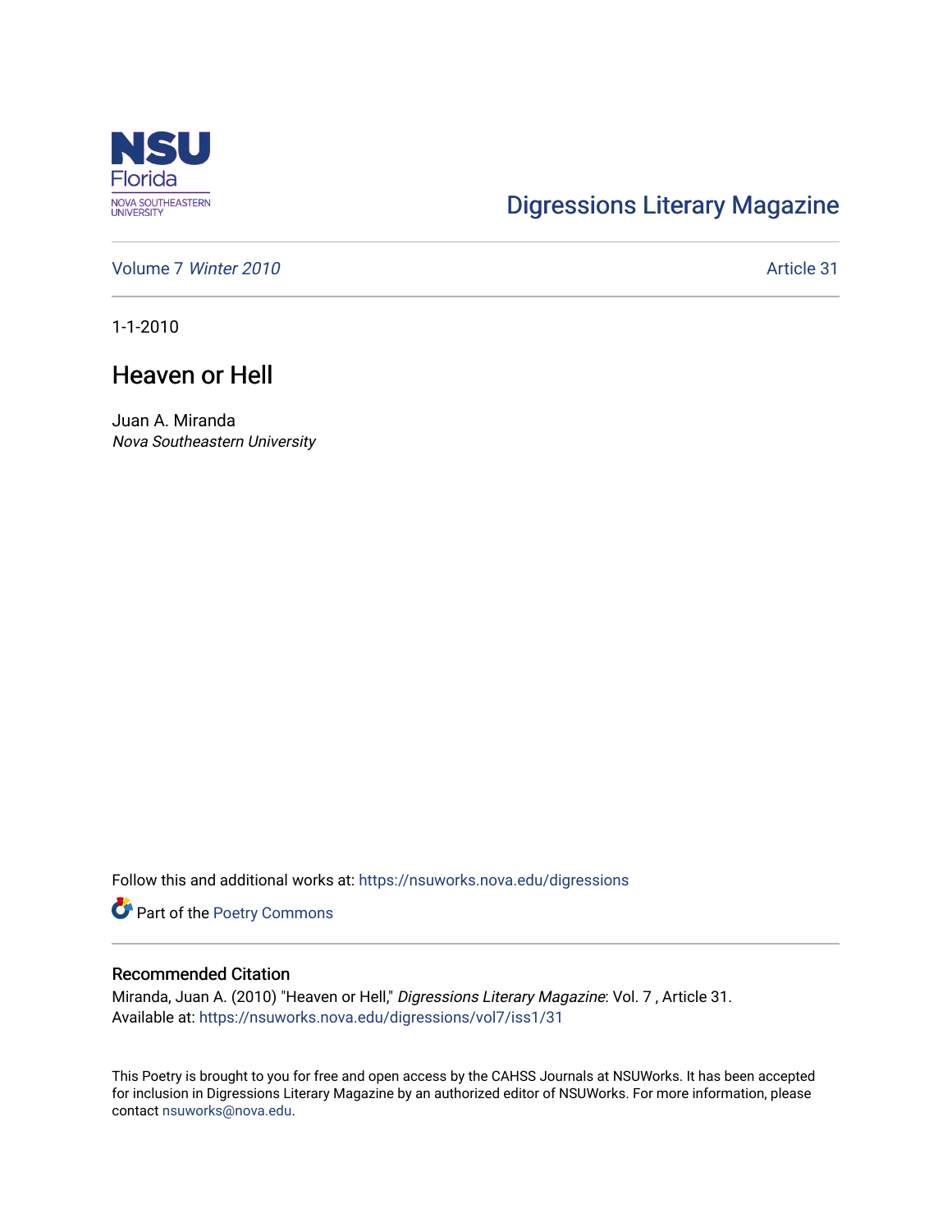Digressions Literary Magazine

Volume 7 *Winter 2010*

Article 31

1-1-2010

# Heaven or Hell

Juan A. Miranda
*Nova Southeastern University*

Follow this and additional works at: https://nsuworks.nova.edu/digressions

Part of the Poetry Commons

## Recommended Citation

Miranda, Juan A. (2010) "Heaven or Hell," *Digressions Literary Magazine*: Vol. 7 , Article 31.
Available at: https://nsuworks.nova.edu/digressions/vol7/iss1/31

This Poetry is brought to you for free and open access by the CAHSS Journals at NSUWorks. It has been accepted for inclusion in Digressions Literary Magazine by an authorized editor of NSUWorks. For more information, please contact nsuworks@nova.edu.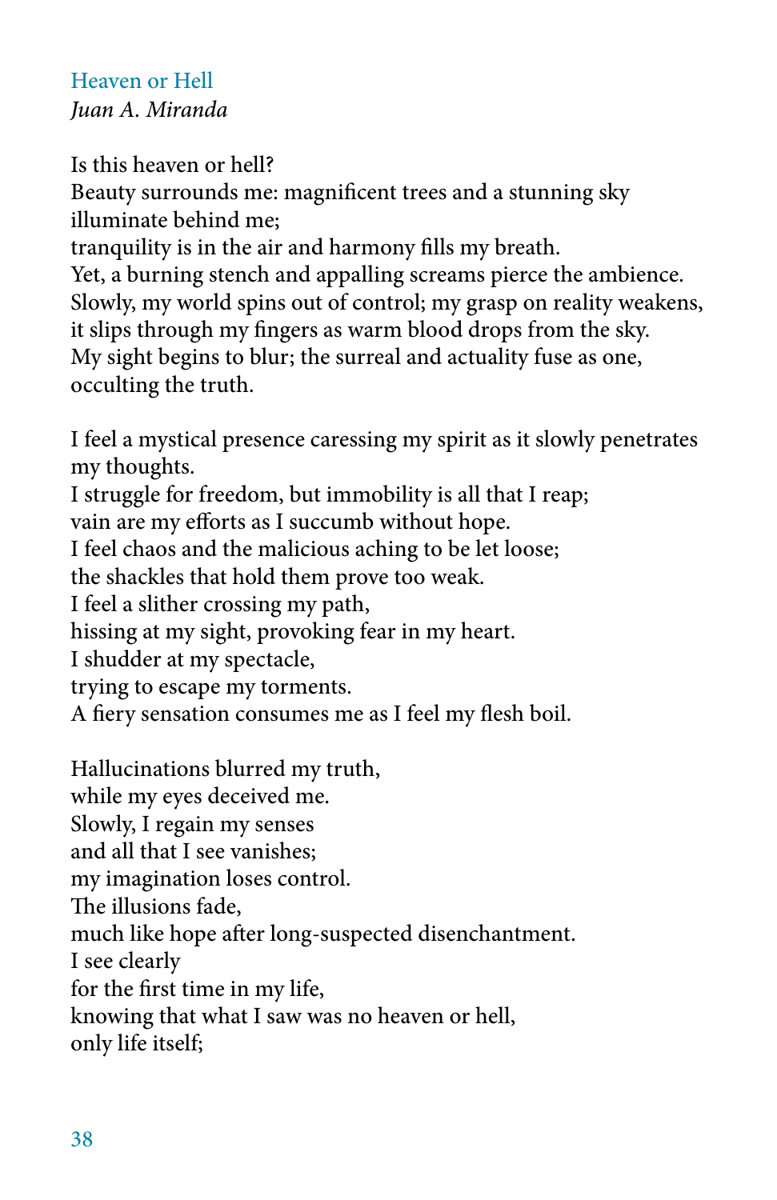## Heaven or Hell

*Juan A. Miranda*

Is this heaven or hell?
Beauty surrounds me: magnificent trees and a stunning sky
illuminate behind me;
tranquility is in the air and harmony fills my breath.
Yet, a burning stench and appalling screams pierce the ambience.
Slowly, my world spins out of control; my grasp on reality weakens,
it slips through my fingers as warm blood drops from the sky.
My sight begins to blur; the surreal and actuality fuse as one,
occulting the truth.

I feel a mystical presence caressing my spirit as it slowly penetrates
my thoughts.
I struggle for freedom, but immobility is all that I reap;
vain are my efforts as I succumb without hope.
I feel chaos and the malicious aching to be let loose;
the shackles that hold them prove too weak.
I feel a slither crossing my path,
hissing at my sight, provoking fear in my heart.
I shudder at my spectacle,
trying to escape my torments.
A fiery sensation consumes me as I feel my flesh boil.

Hallucinations blurred my truth,
while my eyes deceived me.
Slowly, I regain my senses
and all that I see vanishes;
my imagination loses control.
The illusions fade,
much like hope after long-suspected disenchantment.
I see clearly
for the first time in my life,
knowing that what I saw was no heaven or hell,
only life itself;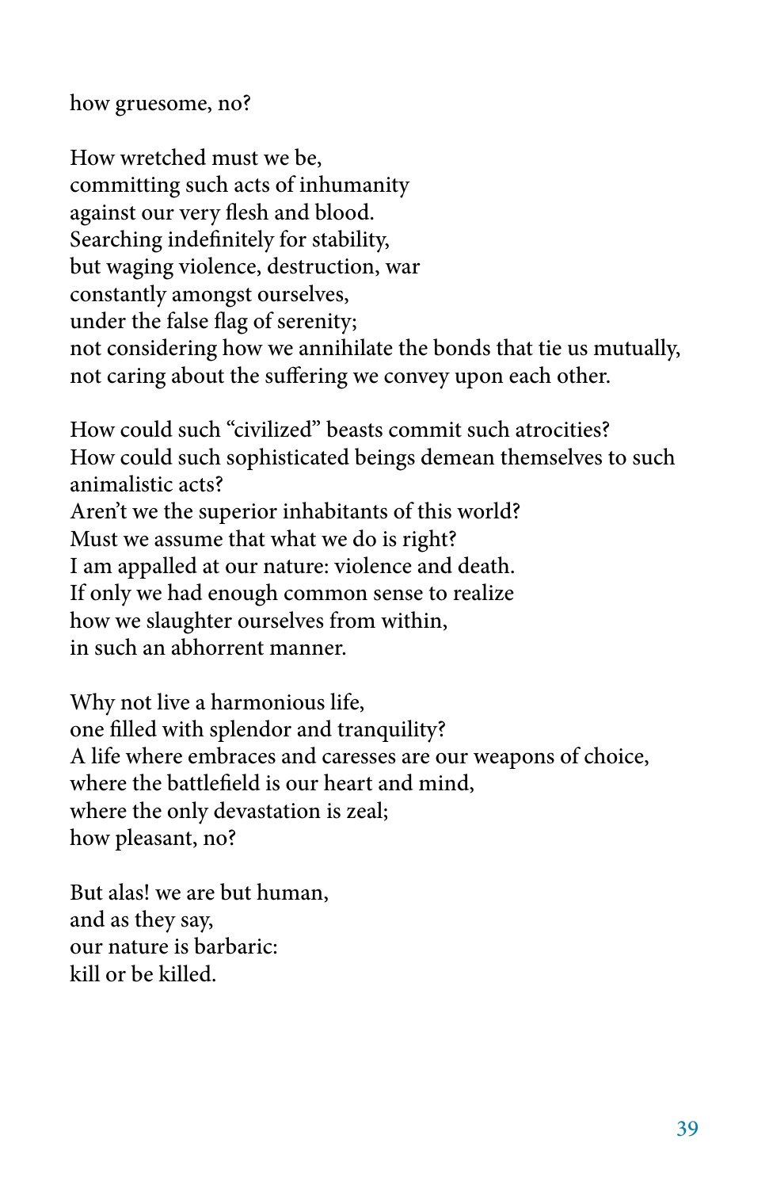how gruesome, no?

How wretched must we be,
committing such acts of inhumanity
against our very flesh and blood.
Searching indefinitely for stability,
but waging violence, destruction, war
constantly amongst ourselves,
under the false flag of serenity;
not considering how we annihilate the bonds that tie us mutually,
not caring about the suffering we convey upon each other.

How could such "civilized" beasts commit such atrocities?
How could such sophisticated beings demean themselves to such animalistic acts?
Aren't we the superior inhabitants of this world?
Must we assume that what we do is right?
I am appalled at our nature: violence and death.
If only we had enough common sense to realize
how we slaughter ourselves from within,
in such an abhorrent manner.

Why not live a harmonious life,
one filled with splendor and tranquility?
A life where embraces and caresses are our weapons of choice,
where the battlefield is our heart and mind,
where the only devastation is zeal;
how pleasant, no?

But alas! we are but human,
and as they say,
our nature is barbaric:
kill or be killed.